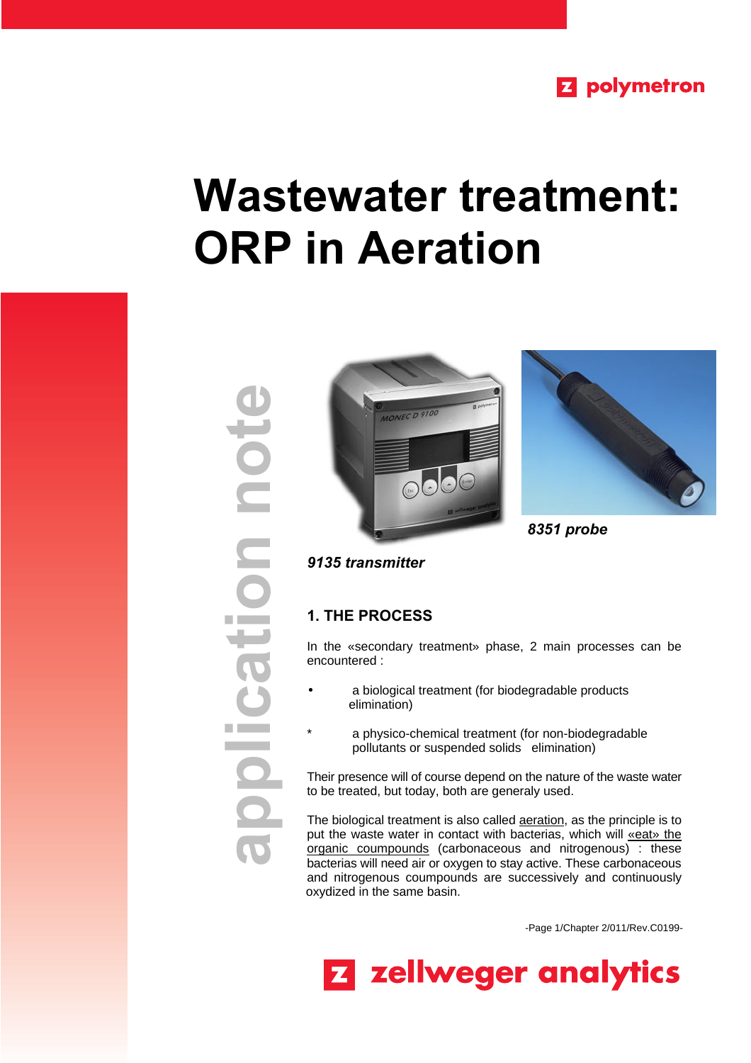polymetron

# Wastewater treatment: ORP in Aeration

application note

*8351 probe*

*9135 transmitter*

## 1. THE PROCESS

In the «secondary treatment» phase, 2 main processes can be encountered :

- a biological treatment (for biodegradable products elimination)

* a physico-chemical treatment (for non-biodegradable pollutants or suspended solids elimination)

Their presence will of course depend on the nature of the waste water to be treated, but today, both are generaly used.

The biological treatment is also called aeration, as the principle is to put the waste water in contact with bacterias, which will «eat» the organic coumpounds (carbonaceous and nitrogenous) : these bacterias will need air or oxygen to stay active. These carbonaceous and nitrogenous coumpounds are successively and continuously oxydized in the same basin.

-Page 1/Chapter 2/011/Rev.C0199-

zellweger analytics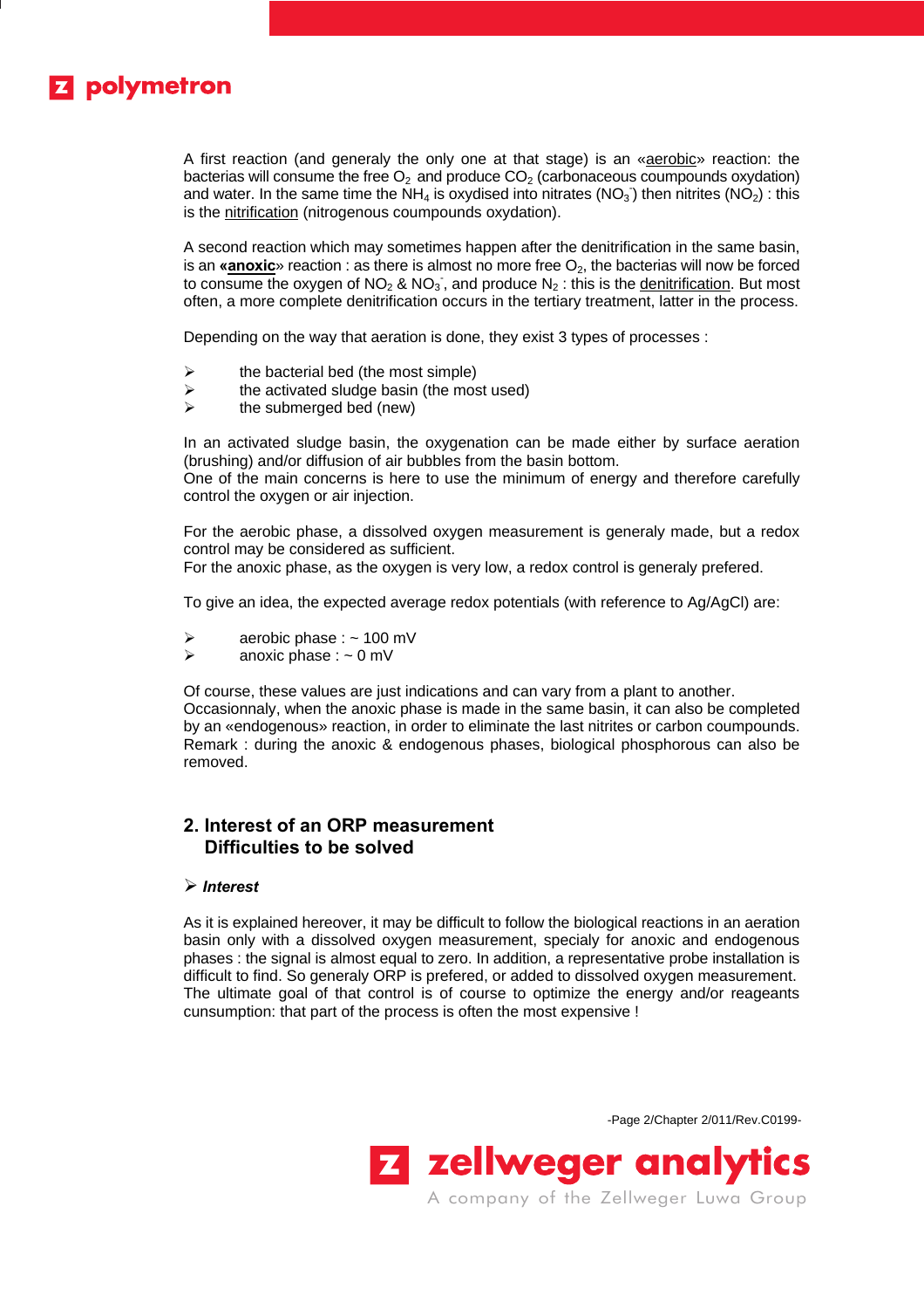A first reaction (and generaly the only one at that stage) is an «aerobic» reaction: the bacterias will consume the free $O_2$ and produce $CO_2$ (carbonaceous coumpounds oxydation) and water. In the same time the $NH_4$ is oxydised into nitrates ($NO_3^-$) then nitrites ($NO_2$) : this is the nitrification (nitrogenous coumpounds oxydation).

A second reaction which may sometimes happen after the denitrification in the same basin, is an **«anoxic»** reaction : as there is almost no more free $O_2$, the bacterias will now be forced to consume the oxygen of $NO_2$ & $NO_3^-$, and produce $N_2$ : this is the denitrification. But most often, a more complete denitrification occurs in the tertiary treatment, latter in the process.

Depending on the way that aeration is done, they exist 3 types of processes :

- the bacterial bed (the most simple)
- the activated sludge basin (the most used)
- the submerged bed (new)

In an activated sludge basin, the oxygenation can be made either by surface aeration (brushing) and/or diffusion of air bubbles from the basin bottom.
One of the main concerns is here to use the minimum of energy and therefore carefully control the oxygen or air injection.

For the aerobic phase, a dissolved oxygen measurement is generaly made, but a redox control may be considered as sufficient.
For the anoxic phase, as the oxygen is very low, a redox control is generaly prefered.

To give an idea, the expected average redox potentials (with reference to Ag/AgCl) are:

- aerobic phase : ~ 100 mV
- anoxic phase : ~ 0 mV

Of course, these values are just indications and can vary from a plant to another.
Occasionnaly, when the anoxic phase is made in the same basin, it can also be completed by an «endogenous» reaction, in order to eliminate the last nitrites or carbon coumpounds.
Remark : during the anoxic & endogenous phases, biological phosphorous can also be removed.

## 2. Interest of an ORP measurement
## Difficulties to be solved

### ➢ *Interest*

As it is explained hereover, it may be difficult to follow the biological reactions in an aeration basin only with a dissolved oxygen measurement, specialy for anoxic and endogenous phases : the signal is almost equal to zero. In addition, a representative probe installation is difficult to find. So generaly ORP is prefered, or added to dissolved oxygen measurement.
The ultimate goal of that control is of course to optimize the energy and/or reageants cunsumption: that part of the process is often the most expensive !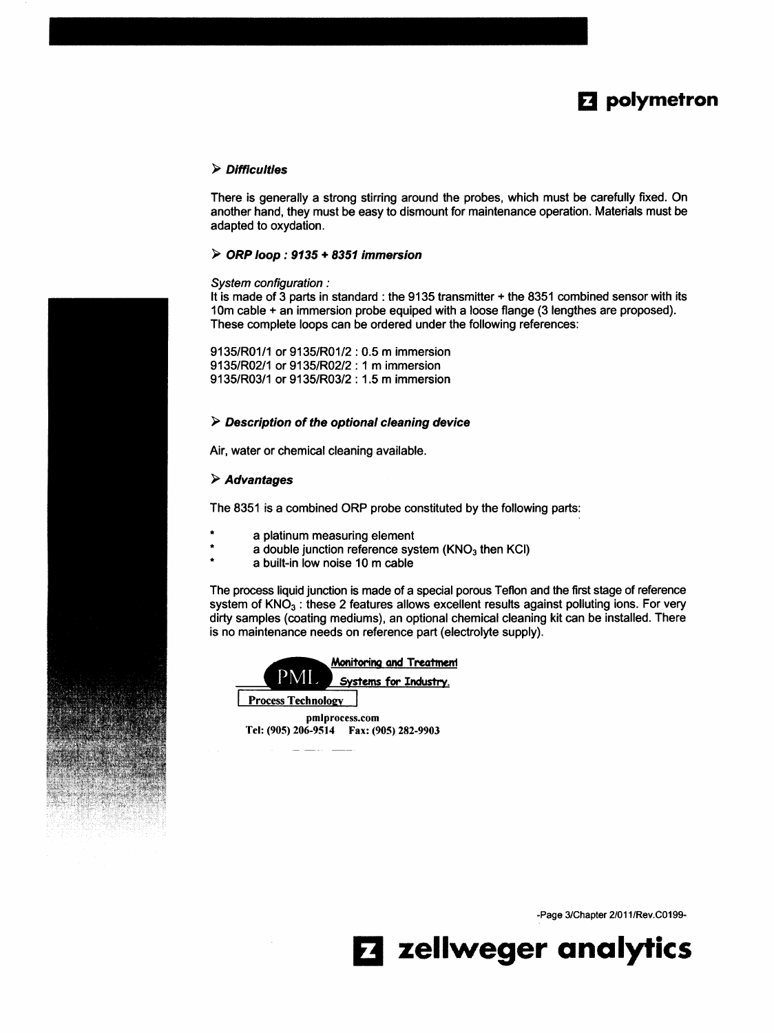### ➢ *Difficulties*

There is generally a strong stirring around the probes, which must be carefully fixed. On another hand, they must be easy to dismount for maintenance operation. Materials must be adapted to oxydation.

### ➢ *ORP loop : 9135 + 8351 immersion*

*System configuration :*
It is made of 3 parts in standard : the 9135 transmitter + the 8351 combined sensor with its 10m cable + an immersion probe equiped with a loose flange (3 lengthes are proposed). These complete loops can be ordered under the following references:

9135/R01/1 or 9135/R01/2 : 0.5 m immersion
9135/R02/1 or 9135/R02/2 : 1 m immersion
9135/R03/1 or 9135/R03/2 : 1.5 m immersion

### ➢ *Description of the optional cleaning device*

Air, water or chemical cleaning available.

### ➢ *Advantages*

The 8351 is a combined ORP probe constituted by the following parts:

- a platinum measuring element
- a double junction reference system ($KNO_3$ then KCl)
- a built-in low noise 10 m cable

The process liquid junction is made of a special porous Teflon and the first stage of reference system of $KNO_3$ : these 2 features allows excellent results against polluting ions. For very dirty samples (coating mediums), an optional chemical cleaning kit can be installed. There is no maintenance needs on reference part (electrolyte supply).

PML Monitoring and Treatment Systems for Industry.
Process Technology
pmlprocess.com
Tel: (905) 206-9514 Fax: (905) 282-9903